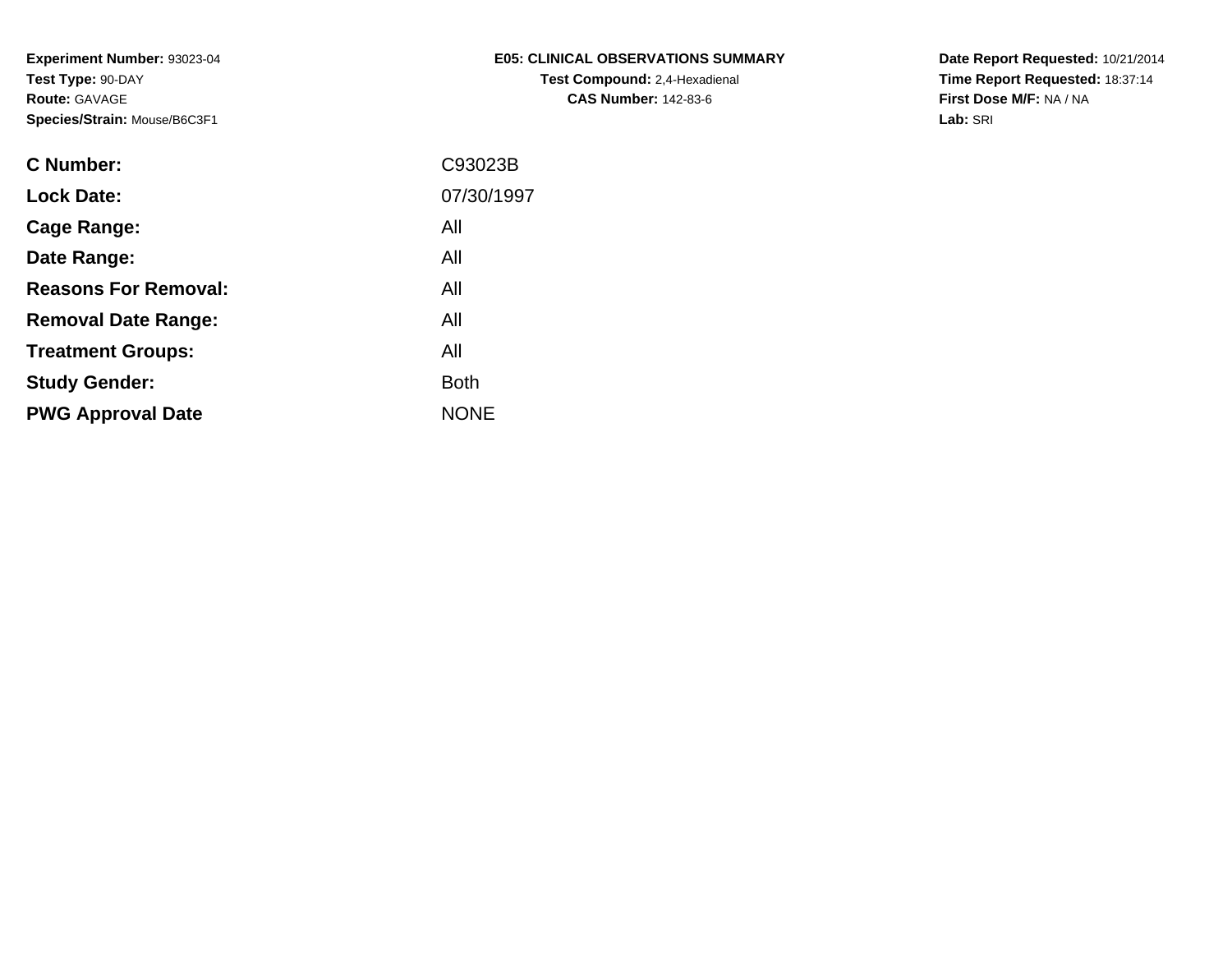**Experiment Number:** 93023-04
**Test Type:** 90-DAY
**Route:** GAVAGE
**Species/Strain:** Mouse/B6C3F1

**E05: CLINICAL OBSERVATIONS SUMMARY**
**Test Compound:** 2,4-Hexadienal
**CAS Number:** 142-83-6

**Date Report Requested:** 10/21/2014
**Time Report Requested:** 18:37:14
**First Dose M/F:** NA / NA
**Lab:** SRI

| | |
|---|---|
| **C Number:** | C93023B |
| **Lock Date:** | 07/30/1997 |
| **Cage Range:** | All |
| **Date Range:** | All |
| **Reasons For Removal:** | All |
| **Removal Date Range:** | All |
| **Treatment Groups:** | All |
| **Study Gender:** | Both |
| **PWG Approval Date** | NONE |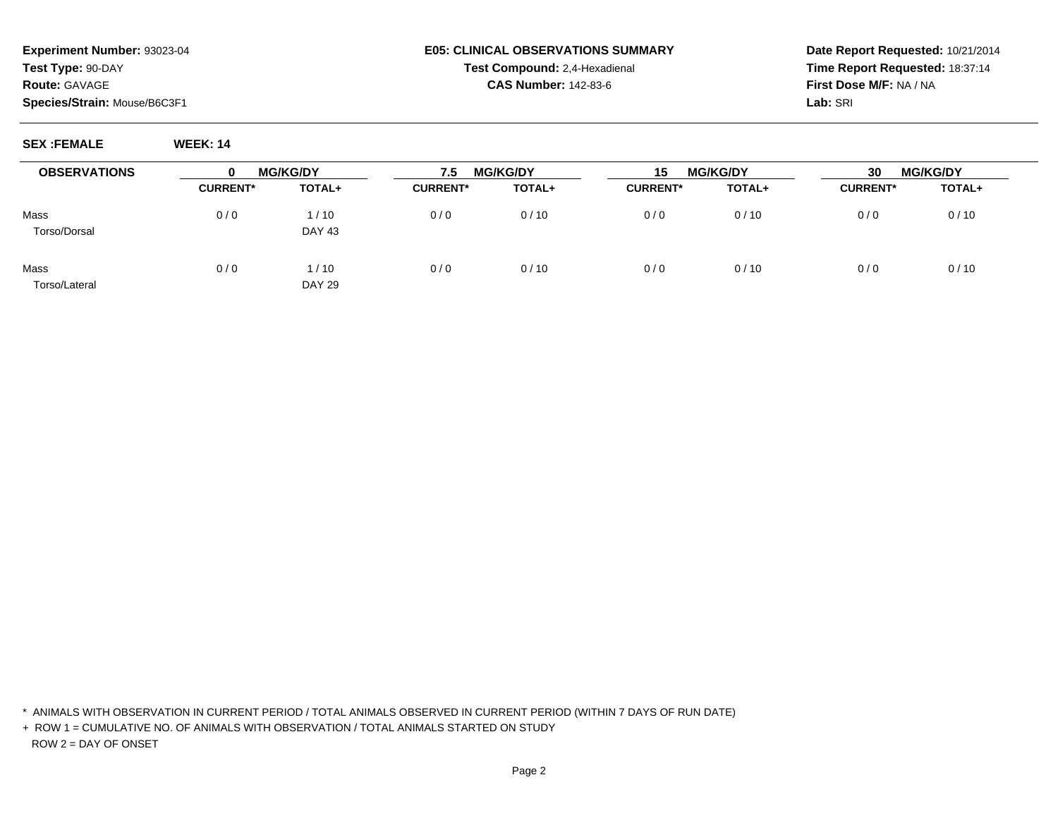**Experiment Number:** 93023-04
**Test Type:** 90-DAY
**Route:** GAVAGE
**Species/Strain:** Mouse/B6C3F1

**E05: CLINICAL OBSERVATIONS SUMMARY**
**Test Compound:** 2,4-Hexadienal
**CAS Number:** 142-83-6

**Date Report Requested:** 10/21/2014
**Time Report Requested:** 18:37:14
**First Dose M/F:** NA / NA
**Lab:** SRI

**SEX :FEMALE** **WEEK: 14**

| OBSERVATIONS | 0 MG/KG/DY | | 7.5 MG/KG/DY | | 15 MG/KG/DY | | 30 MG/KG/DY | |
|---|---|---|---|---|---|---|---|---|
| | CURRENT* | TOTAL+ | CURRENT* | TOTAL+ | CURRENT* | TOTAL+ | CURRENT* | TOTAL+ |
| Mass | 0 / 0 | 1 / 10 | 0 / 0 | 0 / 10 | 0 / 0 | 0 / 10 | 0 / 0 | 0 / 10 |
| Torso/Dorsal | | DAY 43 | | | | | | |
| Mass | 0 / 0 | 1 / 10 | 0 / 0 | 0 / 10 | 0 / 0 | 0 / 10 | 0 / 0 | 0 / 10 |
| Torso/Lateral | | DAY 29 | | | | | | |

* ANIMALS WITH OBSERVATION IN CURRENT PERIOD / TOTAL ANIMALS OBSERVED IN CURRENT PERIOD (WITHIN 7 DAYS OF RUN DATE)

+ ROW 1 = CUMULATIVE NO. OF ANIMALS WITH OBSERVATION / TOTAL ANIMALS STARTED ON STUDY
ROW 2 = DAY OF ONSET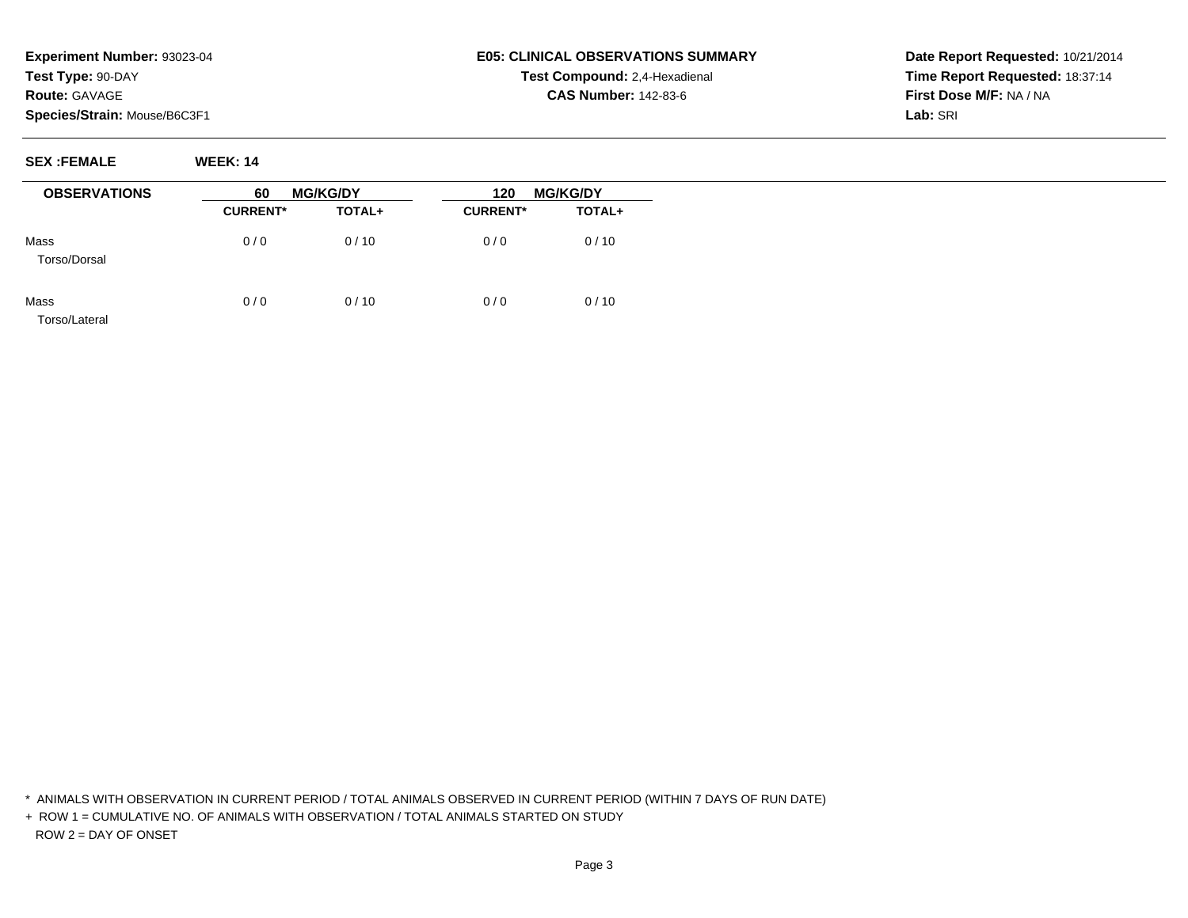**Experiment Number:** 93023-04
**Test Type:** 90-DAY
**Route:** GAVAGE
**Species/Strain:** Mouse/B6C3F1

**E05: CLINICAL OBSERVATIONS SUMMARY**
**Test Compound:** 2,4-Hexadienal
**CAS Number:** 142-83-6

**Date Report Requested:** 10/21/2014
**Time Report Requested:** 18:37:14
**First Dose M/F:** NA / NA
**Lab:** SRI

**SEX :FEMALE** **WEEK: 14**

| OBSERVATIONS | 60 MG/KG/DY | | 120 MG/KG/DY | |
|---|---|---|---|---|
| | CURRENT* | TOTAL+ | CURRENT* | TOTAL+ |
| Mass<br>Torso/Dorsal | 0 / 0 | 0 / 10 | 0 / 0 | 0 / 10 |
| Mass<br>Torso/Lateral | 0 / 0 | 0 / 10 | 0 / 0 | 0 / 10 |

\* ANIMALS WITH OBSERVATION IN CURRENT PERIOD / TOTAL ANIMALS OBSERVED IN CURRENT PERIOD (WITHIN 7 DAYS OF RUN DATE)

\+ ROW 1 = CUMULATIVE NO. OF ANIMALS WITH OBSERVATION / TOTAL ANIMALS STARTED ON STUDY
ROW 2 = DAY OF ONSET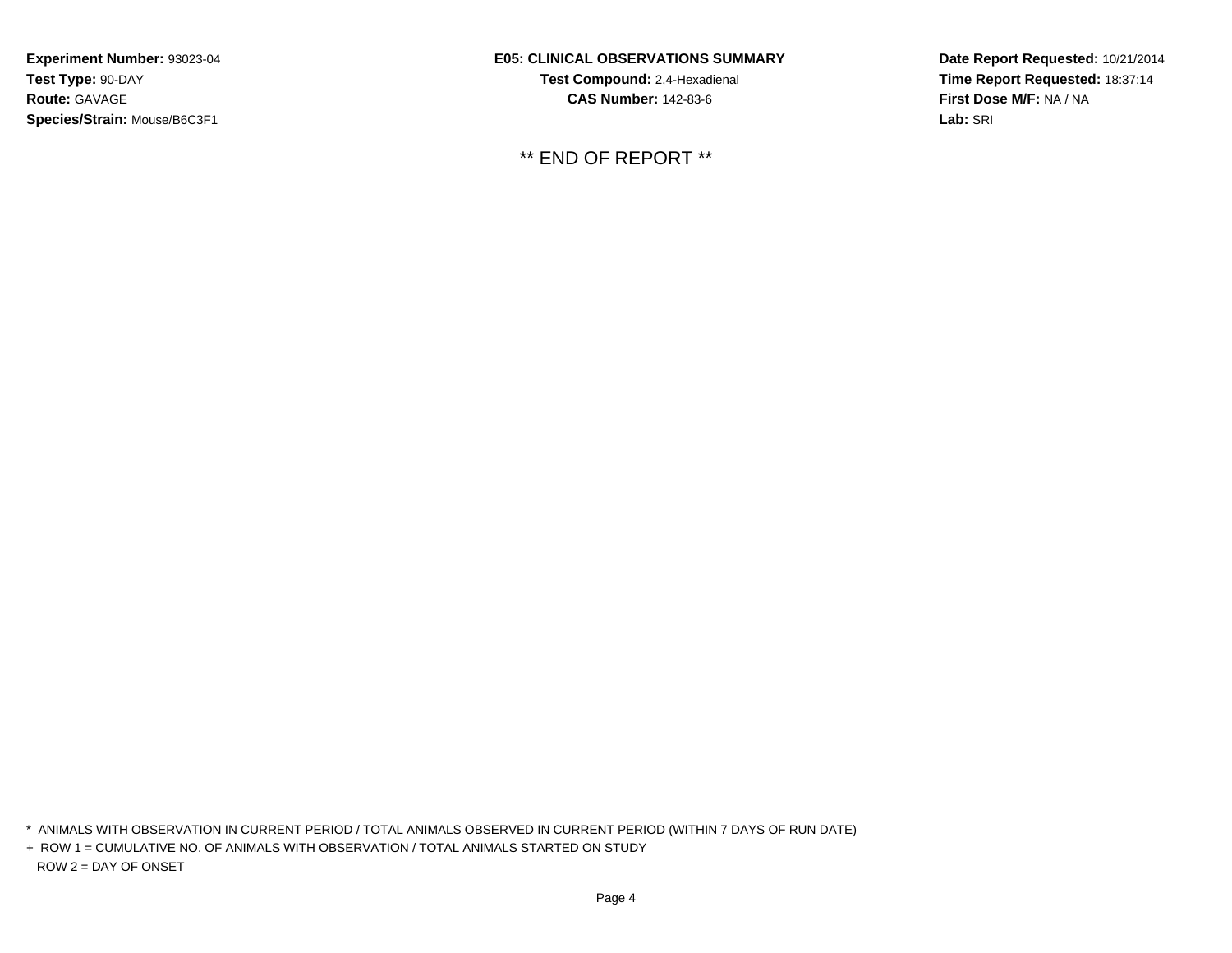**Experiment Number:** 93023-04
**Test Type:** 90-DAY
**Route:** GAVAGE
**Species/Strain:** Mouse/B6C3F1

**E05: CLINICAL OBSERVATIONS SUMMARY**
**Test Compound:** 2,4-Hexadienal
**CAS Number:** 142-83-6

**Date Report Requested:** 10/21/2014
**Time Report Requested:** 18:37:14
**First Dose M/F:** NA / NA
**Lab:** SRI

** END OF REPORT **

\* ANIMALS WITH OBSERVATION IN CURRENT PERIOD / TOTAL ANIMALS OBSERVED IN CURRENT PERIOD (WITHIN 7 DAYS OF RUN DATE)

\+ ROW 1 = CUMULATIVE NO. OF ANIMALS WITH OBSERVATION / TOTAL ANIMALS STARTED ON STUDY
ROW 2 = DAY OF ONSET